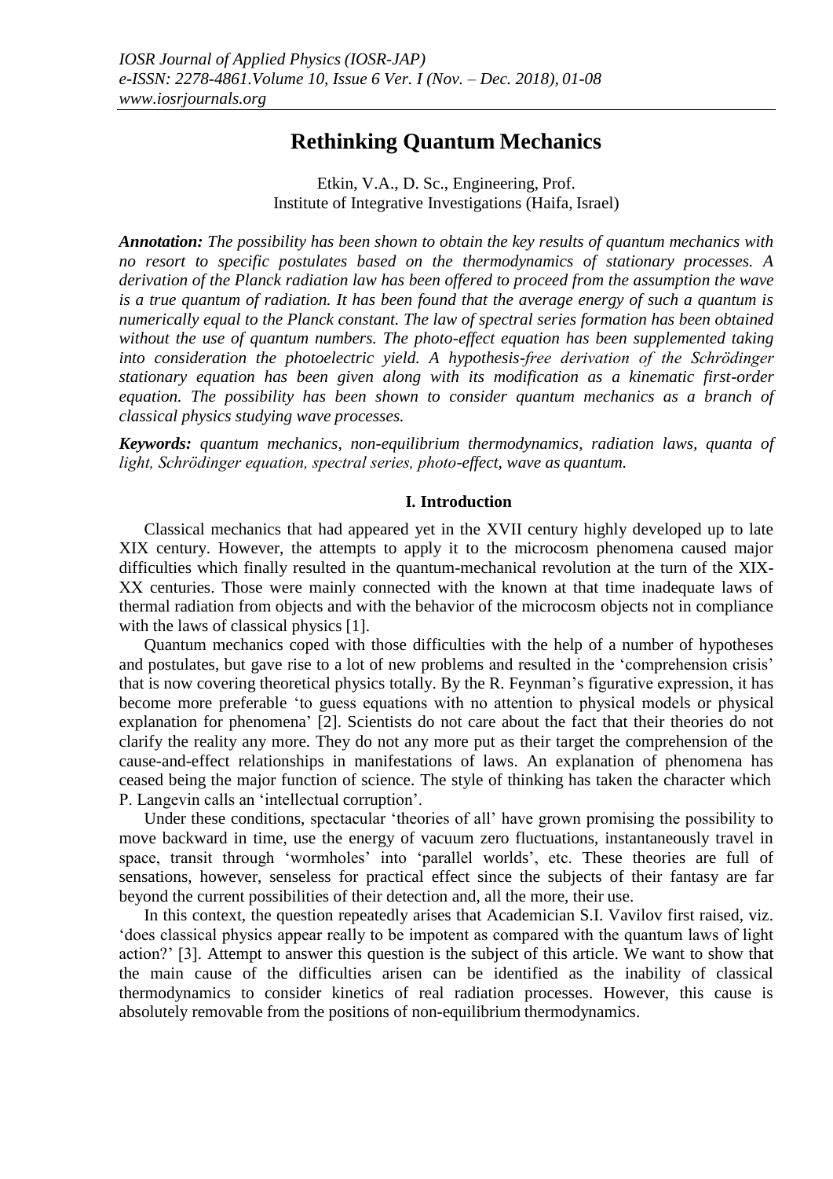# Rethinking Quantum Mechanics

Etkin, V.A., D. Sc., Engineering, Prof.
Institute of Integrative Investigations (Haifa, Israel)

***Annotation:*** *The possibility has been shown to obtain the key results of quantum mechanics with no resort to specific postulates based on the thermodynamics of stationary processes. A derivation of the Planck radiation law has been offered to proceed from the assumption the wave is a true quantum of radiation. It has been found that the average energy of such a quantum is numerically equal to the Planck constant. The law of spectral series formation has been obtained without the use of quantum numbers. The photo-effect equation has been supplemented taking into consideration the photoelectric yield. A hypothesis-free derivation of the Schrödinger stationary equation has been given along with its modification as a kinematic first-order equation. The possibility has been shown to consider quantum mechanics as a branch of classical physics studying wave processes.*

***Keywords:*** *quantum mechanics, non-equilibrium thermodynamics, radiation laws, quanta of light, Schrödinger equation, spectral series, photo-effect, wave as quantum.*

## I. Introduction

Classical mechanics that had appeared yet in the XVII century highly developed up to late XIX century. However, the attempts to apply it to the microcosm phenomena caused major difficulties which finally resulted in the quantum-mechanical revolution at the turn of the XIX-XX centuries. Those were mainly connected with the known at that time inadequate laws of thermal radiation from objects and with the behavior of the microcosm objects not in compliance with the laws of classical physics [1].

Quantum mechanics coped with those difficulties with the help of a number of hypotheses and postulates, but gave rise to a lot of new problems and resulted in the 'comprehension crisis' that is now covering theoretical physics totally. By the R. Feynman's figurative expression, it has become more preferable 'to guess equations with no attention to physical models or physical explanation for phenomena' [2]. Scientists do not care about the fact that their theories do not clarify the reality any more. They do not any more put as their target the comprehension of the cause-and-effect relationships in manifestations of laws. An explanation of phenomena has ceased being the major function of science. The style of thinking has taken the character which P. Langevin calls an 'intellectual corruption'.

Under these conditions, spectacular 'theories of all' have grown promising the possibility to move backward in time, use the energy of vacuum zero fluctuations, instantaneously travel in space, transit through 'wormholes' into 'parallel worlds', etc. These theories are full of sensations, however, senseless for practical effect since the subjects of their fantasy are far beyond the current possibilities of their detection and, all the more, their use.

In this context, the question repeatedly arises that Academician S.I. Vavilov first raised, viz. 'does classical physics appear really to be impotent as compared with the quantum laws of light action?' [3]. Attempt to answer this question is the subject of this article. We want to show that the main cause of the difficulties arisen can be identified as the inability of classical thermodynamics to consider kinetics of real radiation processes. However, this cause is absolutely removable from the positions of non-equilibrium thermodynamics.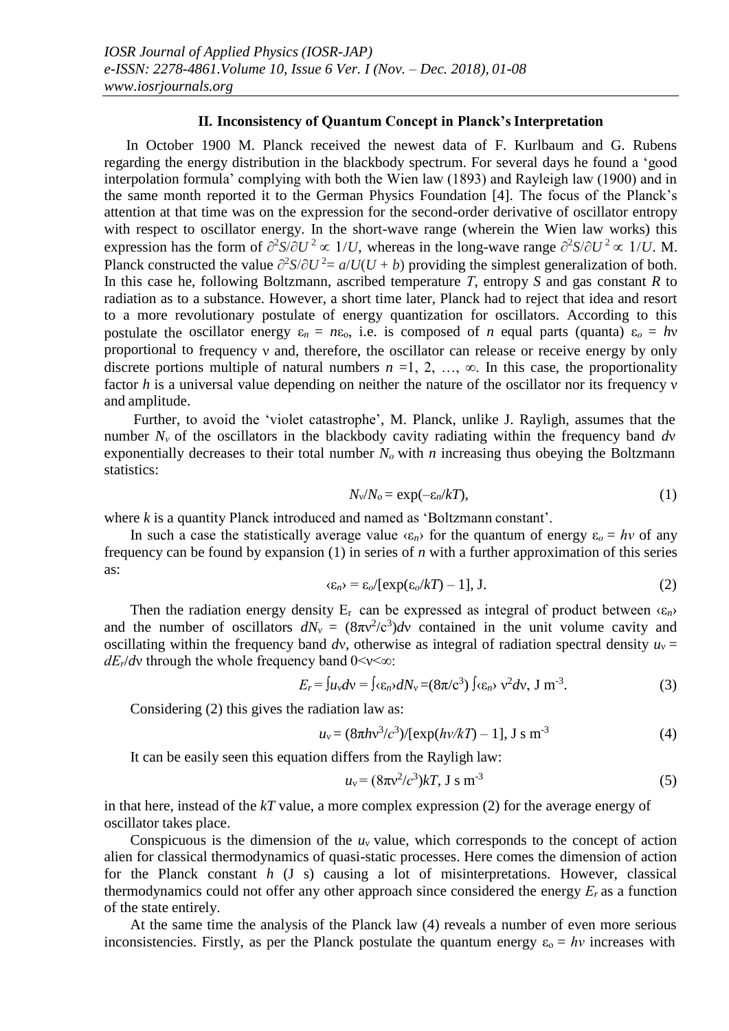## II. Inconsistency of Quantum Concept in Planck's Interpretation

In October 1900 M. Planck received the newest data of F. Kurlbaum and G. Rubens regarding the energy distribution in the blackbody spectrum. For several days he found a 'good interpolation formula' complying with both the Wien law (1893) and Rayleigh law (1900) and in the same month reported it to the German Physics Foundation [4]. The focus of the Planck's attention at that time was on the expression for the second-order derivative of oscillator entropy with respect to oscillator energy. In the short-wave range (wherein the Wien law works) this expression has the form of $\partial^2 S/\partial U^2 \propto 1/U$, whereas in the long-wave range $\partial^2 S/\partial U^2 \propto 1/U$. M. Planck constructed the value $\partial^2 S/\partial U^2 = a/U(U + b)$ providing the simplest generalization of both. In this case he, following Boltzmann, ascribed temperature $T$, entropy $S$ and gas constant $R$ to radiation as to a substance. However, a short time later, Planck had to reject that idea and resort to a more revolutionary postulate of energy quantization for oscillators. According to this postulate the oscillator energy $\varepsilon_n = n\varepsilon_o$, i.e. is composed of $n$ equal parts (quanta) $\varepsilon_o = h\nu$ proportional to frequency $\nu$ and, therefore, the oscillator can release or receive energy by only discrete portions multiple of natural numbers $n$ =1, 2, …, ∞. In this case, the proportionality factor $h$ is a universal value depending on neither the nature of the oscillator nor its frequency $\nu$ and amplitude.

Further, to avoid the 'violet catastrophe', M. Planck, unlike J. Rayligh, assumes that the number $N_\nu$ of the oscillators in the blackbody cavity radiating within the frequency band $d\nu$ exponentially decreases to their total number $N_o$ with $n$ increasing thus obeying the Boltzmann statistics:

$$N_\nu/N_o = \exp(-\varepsilon_n/kT), \tag{1}$$

where $k$ is a quantity Planck introduced and named as 'Boltzmann constant'.

In such a case the statistically average value $\langle\varepsilon_n\rangle$ for the quantum of energy $\varepsilon_o = h\nu$ of any frequency can be found by expansion (1) in series of $n$ with a further approximation of this series as:

$$\langle\varepsilon_n\rangle = \varepsilon_o/[\exp(\varepsilon_o/kT) - 1], \text{ J}. \tag{2}$$

Then the radiation energy density $E_r$ can be expressed as integral of product between $\langle\varepsilon_n\rangle$ and the number of oscillators $dN_\nu = (8\pi\nu^2/c^3)d\nu$ contained in the unit volume cavity and oscillating within the frequency band $d\nu$, otherwise as integral of radiation spectral density $u_\nu = dE_r/d\nu$ through the whole frequency band $0<\nu<\infty$:

$$E_r = \int u_\nu d\nu = \int\langle\varepsilon_n\rangle dN_\nu = (8\pi/c^3)\int\langle\varepsilon_n\rangle \nu^2 d\nu, \text{ J m}^{-3}. \tag{3}$$

Considering (2) this gives the radiation law as:

$$u_\nu = (8\pi h\nu^3/c^3)/[\exp(h\nu/kT) - 1], \text{ J s m}^{-3} \tag{4}$$

It can be easily seen this equation differs from the Rayligh law:

$$u_\nu = (8\pi\nu^2/c^3)kT, \text{ J s m}^{-3} \tag{5}$$

in that here, instead of the $kT$ value, a more complex expression (2) for the average energy of oscillator takes place.

Conspicuous is the dimension of the $u_\nu$ value, which corresponds to the concept of action alien for classical thermodynamics of quasi-static processes. Here comes the dimension of action for the Planck constant $h$ (J s) causing a lot of misinterpretations. However, classical thermodynamics could not offer any other approach since considered the energy $E_r$ as a function of the state entirely.

At the same time the analysis of the Planck law (4) reveals a number of even more serious inconsistencies. Firstly, as per the Planck postulate the quantum energy $\varepsilon_o = h\nu$ increases with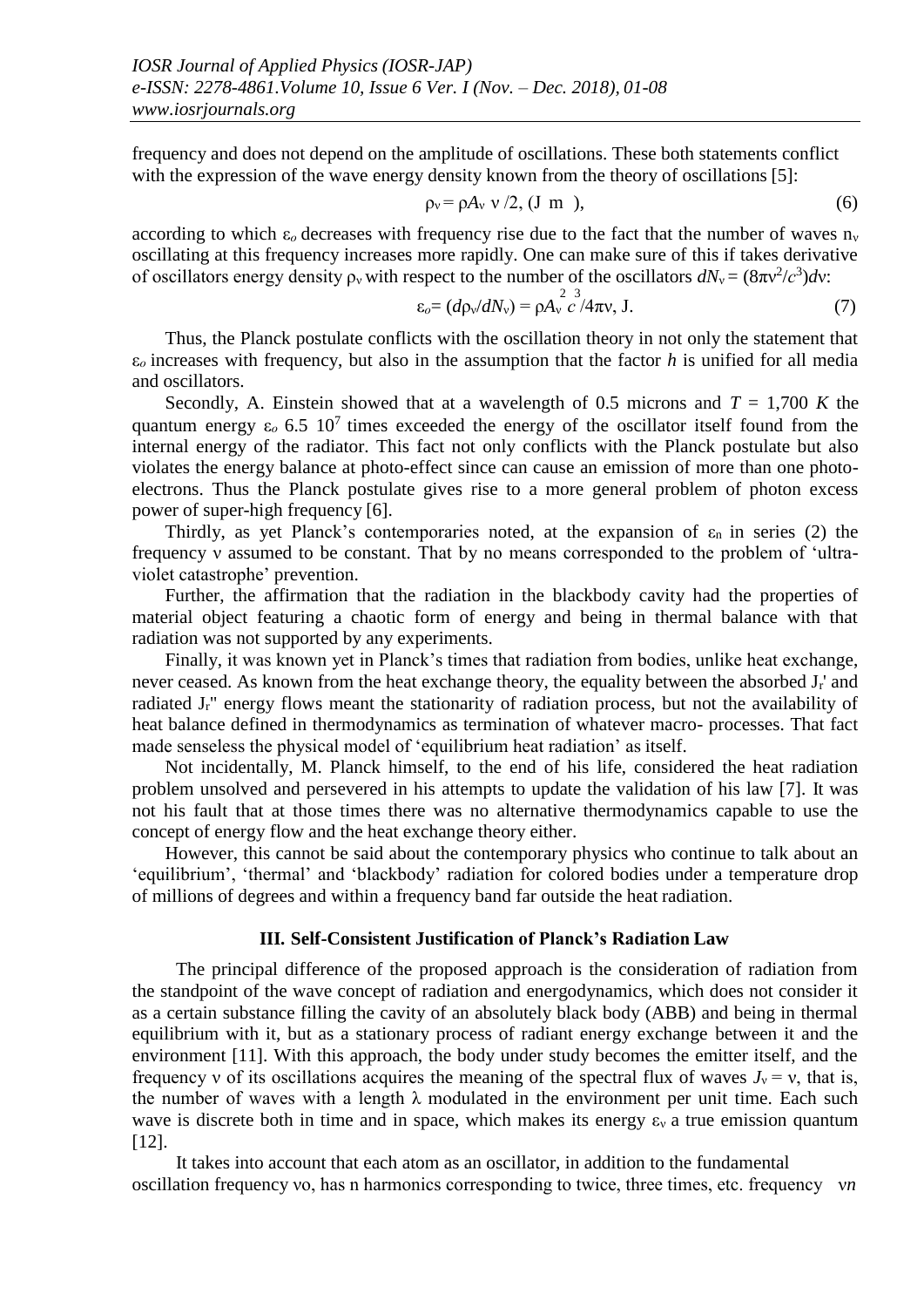frequency and does not depend on the amplitude of oscillations. These both statements conflict with the expression of the wave energy density known from the theory of oscillations [5]:

$$\rho_\nu = \rho A_\nu \nu /2, \text{ (J m ),} \tag{6}$$

according to which $\varepsilon_o$ decreases with frequency rise due to the fact that the number of waves $n_\nu$ oscillating at this frequency increases more rapidly. One can make sure of this if takes derivative of oscillators energy density $\rho_\nu$ with respect to the number of the oscillators $dN_\nu = (8\pi\nu^2/c^3)d\nu$:

$$\varepsilon_o = (d\rho_\nu/dN_\nu) = \rho A_\nu^2 c^3/4\pi\nu, \text{ J.} \tag{7}$$

Thus, the Planck postulate conflicts with the oscillation theory in not only the statement that $\varepsilon_o$ increases with frequency, but also in the assumption that the factor *h* is unified for all media and oscillators.

Secondly, A. Einstein showed that at a wavelength of 0.5 microns and $T$ = 1,700 $K$ the quantum energy $\varepsilon_o$ 6.5 $10^7$ times exceeded the energy of the oscillator itself found from the internal energy of the radiator. This fact not only conflicts with the Planck postulate but also violates the energy balance at photo-effect since can cause an emission of more than one photo-electrons. Thus the Planck postulate gives rise to a more general problem of photon excess power of super-high frequency [6].

Thirdly, as yet Planck's contemporaries noted, at the expansion of $\varepsilon_n$ in series (2) the frequency ν assumed to be constant. That by no means corresponded to the problem of 'ultra-violet catastrophe' prevention.

Further, the affirmation that the radiation in the blackbody cavity had the properties of material object featuring a chaotic form of energy and being in thermal balance with that radiation was not supported by any experiments.

Finally, it was known yet in Planck's times that radiation from bodies, unlike heat exchange, never ceased. As known from the heat exchange theory, the equality between the absorbed $J_r'$ and radiated $J_r''$ energy flows meant the stationarity of radiation process, but not the availability of heat balance defined in thermodynamics as termination of whatever macro- processes. That fact made senseless the physical model of 'equilibrium heat radiation' as itself.

Not incidentally, M. Planck himself, to the end of his life, considered the heat radiation problem unsolved and persevered in his attempts to update the validation of his law [7]. It was not his fault that at those times there was no alternative thermodynamics capable to use the concept of energy flow and the heat exchange theory either.

However, this cannot be said about the contemporary physics who continue to talk about an 'equilibrium', 'thermal' and 'blackbody' radiation for colored bodies under a temperature drop of millions of degrees and within a frequency band far outside the heat radiation.

## III. Self-Consistent Justification of Planck's Radiation Law

The principal difference of the proposed approach is the consideration of radiation from the standpoint of the wave concept of radiation and energodynamics, which does not consider it as a certain substance filling the cavity of an absolutely black body (ABB) and being in thermal equilibrium with it, but as a stationary process of radiant energy exchange between it and the environment [11]. With this approach, the body under study becomes the emitter itself, and the frequency ν of its oscillations acquires the meaning of the spectral flux of waves $J_\nu = \nu$, that is, the number of waves with a length λ modulated in the environment per unit time. Each such wave is discrete both in time and in space, which makes its energy $\varepsilon_\nu$ a true emission quantum [12].

It takes into account that each atom as an oscillator, in addition to the fundamental oscillation frequency νo, has n harmonics corresponding to twice, three times, etc. frequency $\nu n$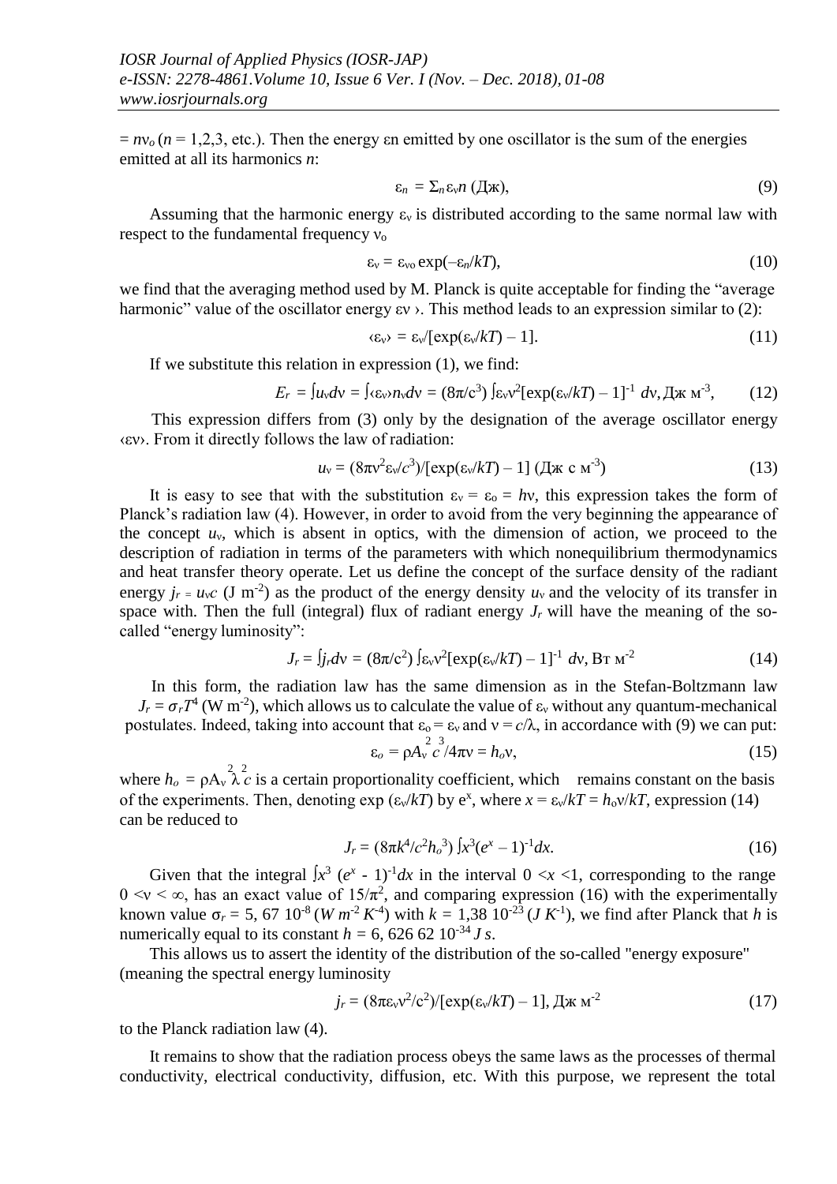$= n\nu_o$ ($n$ = 1,2,3, etc.). Then the energy εn emitted by one oscillator is the sum of the energies emitted at all its harmonics $n$:

$$\varepsilon_n = \Sigma_n \varepsilon_\nu n \text{ (Дж)}, \tag{9}$$

Assuming that the harmonic energy $\varepsilon_\nu$ is distributed according to the same normal law with respect to the fundamental frequency $\nu_o$

$$\varepsilon_\nu = \varepsilon_{\nu o} \exp(-\varepsilon_n/kT), \tag{10}$$

we find that the averaging method used by M. Planck is quite acceptable for finding the "average harmonic" value of the oscillator energy εν ›. This method leads to an expression similar to (2):

$$\langle\varepsilon_\nu\rangle = \varepsilon_\nu/[\exp(\varepsilon_\nu/kT) - 1]. \tag{11}$$

If we substitute this relation in expression (1), we find:

$$E_r = \int u_\nu d\nu = \int \langle\varepsilon_\nu\rangle n_\nu d\nu = (8\pi/c^3) \int \varepsilon_\nu \nu^2 [\exp(\varepsilon_\nu/kT) - 1]^{-1} \, d\nu, \text{ Дж м}^{-3}, \tag{12}$$

This expression differs from (3) only by the designation of the average oscillator energy ‹εν›. From it directly follows the law of radiation:

$$u_\nu = (8\pi\nu^2\varepsilon_\nu/c^3)/[\exp(\varepsilon_\nu/kT) - 1] \text{ (Дж с м}^{-3}) \tag{13}$$

It is easy to see that with the substitution $\varepsilon_\nu = \varepsilon_o = h\nu$, this expression takes the form of Planck's radiation law (4). However, in order to avoid from the very beginning the appearance of the concept $u_\nu$, which is absent in optics, with the dimension of action, we proceed to the description of radiation in terms of the parameters with which nonequilibrium thermodynamics and heat transfer theory operate. Let us define the concept of the surface density of the radiant energy $j_r = u_\nu c$ (J $m^{-2}$) as the product of the energy density $u_\nu$ and the velocity of its transfer in space with. Then the full (integral) flux of radiant energy $J_r$ will have the meaning of the so-called "energy luminosity":

$$J_r = \int j_r d\nu = (8\pi/c^2) \int \varepsilon_\nu \nu^2 [\exp(\varepsilon_\nu/kT) - 1]^{-1} \, d\nu, \text{ Вт м}^{-2} \tag{14}$$

In this form, the radiation law has the same dimension as in the Stefan-Boltzmann law $J_r = \sigma_r T^4$ (W $m^{-2}$), which allows us to calculate the value of $\varepsilon_\nu$ without any quantum-mechanical postulates. Indeed, taking into account that $\varepsilon_o = \varepsilon_\nu$ and $\nu = c/\lambda$, in accordance with (9) we can put:

$$\varepsilon_o = \rho A_\nu^2 c^3/4\pi\nu = h_o\nu, \tag{15}$$

where $h_o = \rho A_\nu^2 \lambda^2 c$ is a certain proportionality coefficient, which remains constant on the basis of the experiments. Then, denoting exp ($\varepsilon_\nu/kT$) by $e^x$, where $x = \varepsilon_\nu/kT = h_o\nu/kT$, expression (14) can be reduced to

$$J_r = (8\pi k^4/c^2 h_o^3) \int x^3 (e^x - 1)^{-1} dx. \tag{16}$$

Given that the integral $\int x^3 (e^x - 1)^{-1} dx$ in the interval $0 < x < 1$, corresponding to the range $0 < \nu < \infty$, has an exact value of $15/\pi^2$, and comparing expression (16) with the experimentally known value $\sigma_r$ = 5, 67 $10^{-8}$ ($W\, m^{-2} K^{-4}$) with $k$ = 1,38 $10^{-23}$ ($J\, K^{-1}$), we find after Planck that $h$ is numerically equal to its constant $h$ = 6, 626 62 $10^{-34}$ $J\, s$.

This allows us to assert the identity of the distribution of the so-called "energy exposure" (meaning the spectral energy luminosity

$$j_r = (8\pi\varepsilon_\nu\nu^2/c^2)/[\exp(\varepsilon_\nu/kT) - 1], \text{ Дж м}^{-2} \tag{17}$$

to the Planck radiation law (4).

It remains to show that the radiation process obeys the same laws as the processes of thermal conductivity, electrical conductivity, diffusion, etc. With this purpose, we represent the total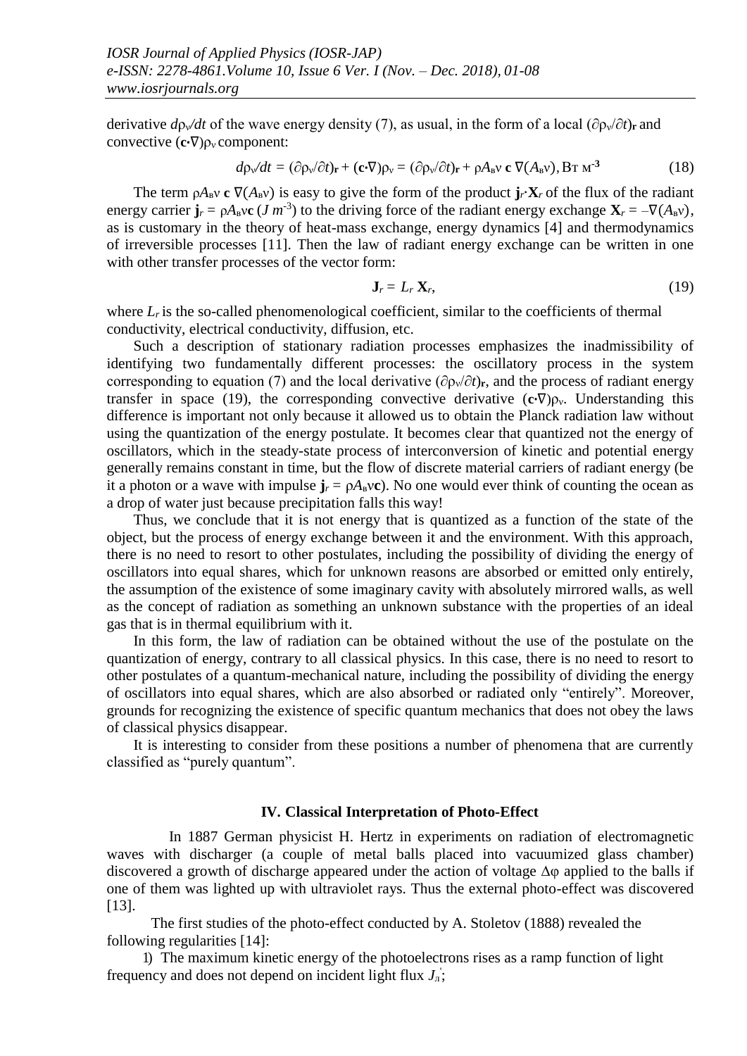derivative $d\rho_\nu/dt$ of the wave energy density (7), as usual, in the form of a local $(\partial\rho_\nu/\partial t)_\mathbf{r}$ and convective $(\mathbf{c}\cdot\nabla)\rho_\nu$ component:

$$d\rho_\nu/dt = (\partial\rho_\nu/\partial t)_\mathbf{r} + (\mathbf{c}\cdot\nabla)\rho_\nu = (\partial\rho_\nu/\partial t)_\mathbf{r} + \rho A_\text{в}\nu\ \mathbf{c}\ \nabla(A_\text{в}\nu),\ \text{Вт м}^{-3} \tag{18}$$

The term $\rho A_\text{в}\nu\ \mathbf{c}\ \nabla(A_\text{в}\nu)$ is easy to give the form of the product $\mathbf{j}_r\cdot\mathbf{X}_r$ of the flux of the radiant energy carrier $\mathbf{j}_r = \rho A_\text{в}\nu\mathbf{c}$ ($J\ m^{-3}$) to the driving force of the radiant energy exchange $\mathbf{X}_r = -\nabla(A_\text{в}\nu)$, as is customary in the theory of heat-mass exchange, energy dynamics [4] and thermodynamics of irreversible processes [11]. Then the law of radiant energy exchange can be written in one with other transfer processes of the vector form:

$$\mathbf{J}_r = L_r\ \mathbf{X}_r, \tag{19}$$

where $L_r$ is the so-called phenomenological coefficient, similar to the coefficients of thermal conductivity, electrical conductivity, diffusion, etc.

Such a description of stationary radiation processes emphasizes the inadmissibility of identifying two fundamentally different processes: the oscillatory process in the system corresponding to equation (7) and the local derivative $(\partial\rho_\nu/\partial t)_\mathbf{r}$, and the process of radiant energy transfer in space (19), the corresponding convective derivative $(\mathbf{c}\cdot\nabla)\rho_\nu$. Understanding this difference is important not only because it allowed us to obtain the Planck radiation law without using the quantization of the energy postulate. It becomes clear that quantized not the energy of oscillators, which in the steady-state process of interconversion of kinetic and potential energy generally remains constant in time, but the flow of discrete material carriers of radiant energy (be it a photon or a wave with impulse $\mathbf{j}_r = \rho A_\text{в}\nu\mathbf{c}$). No one would ever think of counting the ocean as a drop of water just because precipitation falls this way!

Thus, we conclude that it is not energy that is quantized as a function of the state of the object, but the process of energy exchange between it and the environment. With this approach, there is no need to resort to other postulates, including the possibility of dividing the energy of oscillators into equal shares, which for unknown reasons are absorbed or emitted only entirely, the assumption of the existence of some imaginary cavity with absolutely mirrored walls, as well as the concept of radiation as something an unknown substance with the properties of an ideal gas that is in thermal equilibrium with it.

In this form, the law of radiation can be obtained without the use of the postulate on the quantization of energy, contrary to all classical physics. In this case, there is no need to resort to other postulates of a quantum-mechanical nature, including the possibility of dividing the energy of oscillators into equal shares, which are also absorbed or radiated only "entirely". Moreover, grounds for recognizing the existence of specific quantum mechanics that does not obey the laws of classical physics disappear.

It is interesting to consider from these positions a number of phenomena that are currently classified as "purely quantum".

## IV. Classical Interpretation of Photo-Effect

In 1887 German physicist H. Hertz in experiments on radiation of electromagnetic waves with discharger (a couple of metal balls placed into vacuumized glass chamber) discovered a growth of discharge appeared under the action of voltage $\Delta\varphi$ applied to the balls if one of them was lighted up with ultraviolet rays. Thus the external photo-effect was discovered [13].

The first studies of the photo-effect conducted by A. Stoletov (1888) revealed the following regularities [14]:

1) The maximum kinetic energy of the photoelectrons rises as a ramp function of light frequency and does not depend on incident light flux $J_\text{л}'$;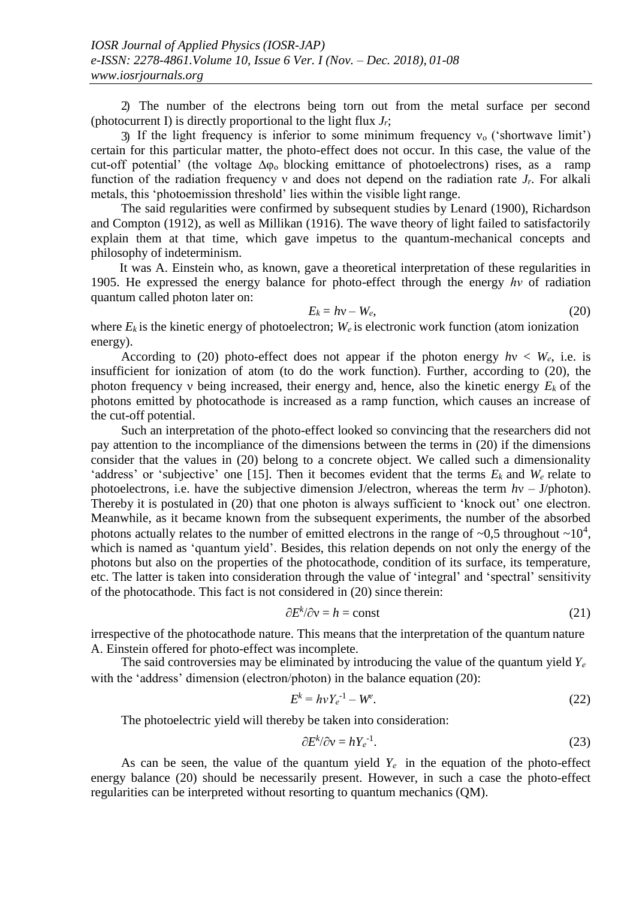2) The number of the electrons being torn out from the metal surface per second (photocurrent I) is directly proportional to the light flux $J_r$;

3) If the light frequency is inferior to some minimum frequency $\nu_o$ ('shortwave limit') certain for this particular matter, the photo-effect does not occur. In this case, the value of the cut-off potential' (the voltage $\Delta\varphi_o$ blocking emittance of photoelectrons) rises, as a ramp function of the radiation frequency ν and does not depend on the radiation rate $J_r$. For alkali metals, this 'photoemission threshold' lies within the visible light range.

The said regularities were confirmed by subsequent studies by Lenard (1900), Richardson and Compton (1912), as well as Millikan (1916). The wave theory of light failed to satisfactorily explain them at that time, which gave impetus to the quantum-mechanical concepts and philosophy of indeterminism.

It was A. Einstein who, as known, gave a theoretical interpretation of these regularities in 1905. He expressed the energy balance for photo-effect through the energy $h\nu$ of radiation quantum called photon later on:

$$E_k = h\nu - W_e, \tag{20}$$

where $E_k$ is the kinetic energy of photoelectron; $W_e$ is electronic work function (atom ionization energy).

According to (20) photo-effect does not appear if the photon energy $h\nu < W_e$, i.e. is insufficient for ionization of atom (to do the work function). Further, according to (20), the photon frequency ν being increased, their energy and, hence, also the kinetic energy $E_k$ of the photons emitted by photocathode is increased as a ramp function, which causes an increase of the cut-off potential.

Such an interpretation of the photo-effect looked so convincing that the researchers did not pay attention to the incompliance of the dimensions between the terms in (20) if the dimensions consider that the values in (20) belong to a concrete object. We called such a dimensionality 'address' or 'subjective' one [15]. Then it becomes evident that the terms $E_k$ and $W_e$ relate to photoelectrons, i.e. have the subjective dimension J/electron, whereas the term $h\nu$ – J/photon). Thereby it is postulated in (20) that one photon is always sufficient to 'knock out' one electron. Meanwhile, as it became known from the subsequent experiments, the number of the absorbed photons actually relates to the number of emitted electrons in the range of ~0,5 throughout ~$10^4$, which is named as 'quantum yield'. Besides, this relation depends on not only the energy of the photons but also on the properties of the photocathode, condition of its surface, its temperature, etc. The latter is taken into consideration through the value of 'integral' and 'spectral' sensitivity of the photocathode. This fact is not considered in (20) since therein:

$$\partial E^k/\partial\nu = h = \text{const} \tag{21}$$

irrespective of the photocathode nature. This means that the interpretation of the quantum nature A. Einstein offered for photo-effect was incomplete.

The said controversies may be eliminated by introducing the value of the quantum yield $Y_e$ with the 'address' dimension (electron/photon) in the balance equation (20):

$$E^k = h\nu Y_e^{-1} - W^e. \tag{22}$$

The photoelectric yield will thereby be taken into consideration:

$$\partial E^k/\partial\nu = hY_e^{-1}. \tag{23}$$

As can be seen, the value of the quantum yield $Y_e$ in the equation of the photo-effect energy balance (20) should be necessarily present. However, in such a case the photo-effect regularities can be interpreted without resorting to quantum mechanics (QM).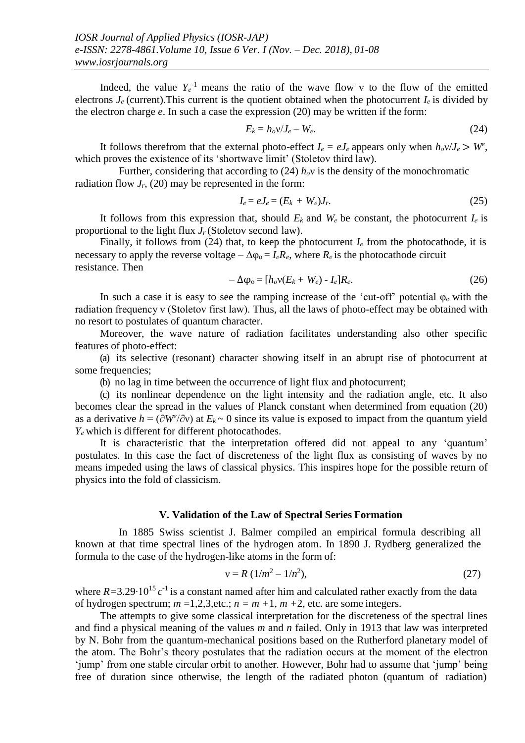Indeed, the value $Y_e^{-1}$ means the ratio of the wave flow ν to the flow of the emitted electrons $J_e$ (current).This current is the quotient obtained when the photocurrent $I_e$ is divided by the electron charge *e*. In such a case the expression (20) may be written if the form:

$$E_k = h_o\nu/J_e - W_e. \tag{24}$$

It follows therefrom that the external photo-effect $I_e = eJ_e$ appears only when $h_o\nu/J_e > W^e$, which proves the existence of its 'shortwave limit' (Stoletov third law).

Further, considering that according to (24) $h_o\nu$ is the density of the monochromatic radiation flow $J_r$, (20) may be represented in the form:

$$I_e = eJ_e = (E_k + W_e)J_r. \tag{25}$$

It follows from this expression that, should $E_k$ and $W_e$ be constant, the photocurrent $I_e$ is proportional to the light flux $J_r$ (Stoletov second law).

Finally, it follows from (24) that, to keep the photocurrent $I_e$ from the photocathode, it is necessary to apply the reverse voltage $-\Delta\varphi_o = I_eR_e$, where $R_e$ is the photocathode circuit resistance. Then

$$-\Delta\varphi_o = [h_o\nu(E_k + W_e) - I_e]R_e. \tag{26}$$

In such a case it is easy to see the ramping increase of the 'cut-off' potential $\varphi_o$ with the radiation frequency ν (Stoletov first law). Thus, all the laws of photo-effect may be obtained with no resort to postulates of quantum character.

Moreover, the wave nature of radiation facilitates understanding also other specific features of photo-effect:

(a) its selective (resonant) character showing itself in an abrupt rise of photocurrent at some frequencies;

(b) no lag in time between the occurrence of light flux and photocurrent;

(c) its nonlinear dependence on the light intensity and the radiation angle, etc. It also becomes clear the spread in the values of Planck constant when determined from equation (20) as a derivative $h = (\partial W^e/\partial\nu)$ at $E_k \sim 0$ since its value is exposed to impact from the quantum yield $Y_e$ which is different for different photocathodes.

It is characteristic that the interpretation offered did not appeal to any 'quantum' postulates. In this case the fact of discreteness of the light flux as consisting of waves by no means impeded using the laws of classical physics. This inspires hope for the possible return of physics into the fold of classicism.

## V. Validation of the Law of Spectral Series Formation

In 1885 Swiss scientist J. Balmer compiled an empirical formula describing all known at that time spectral lines of the hydrogen atom. In 1890 J. Rydberg generalized the formula to the case of the hydrogen-like atoms in the form of:

$$\nu = R\,(1/m^2 - 1/n^2), \tag{27}$$

where $R$=3.29·10$^{15}$ $c^{-1}$ is a constant named after him and calculated rather exactly from the data of hydrogen spectrum; $m$ =1,2,3,etc.; $n = m$ +1, $m$ +2, etc. are some integers.

The attempts to give some classical interpretation for the discreteness of the spectral lines and find a physical meaning of the values *m* and *n* failed. Only in 1913 that law was interpreted by N. Bohr from the quantum-mechanical positions based on the Rutherford planetary model of the atom. The Bohr's theory postulates that the radiation occurs at the moment of the electron 'jump' from one stable circular orbit to another. However, Bohr had to assume that 'jump' being free of duration since otherwise, the length of the radiated photon (quantum of radiation)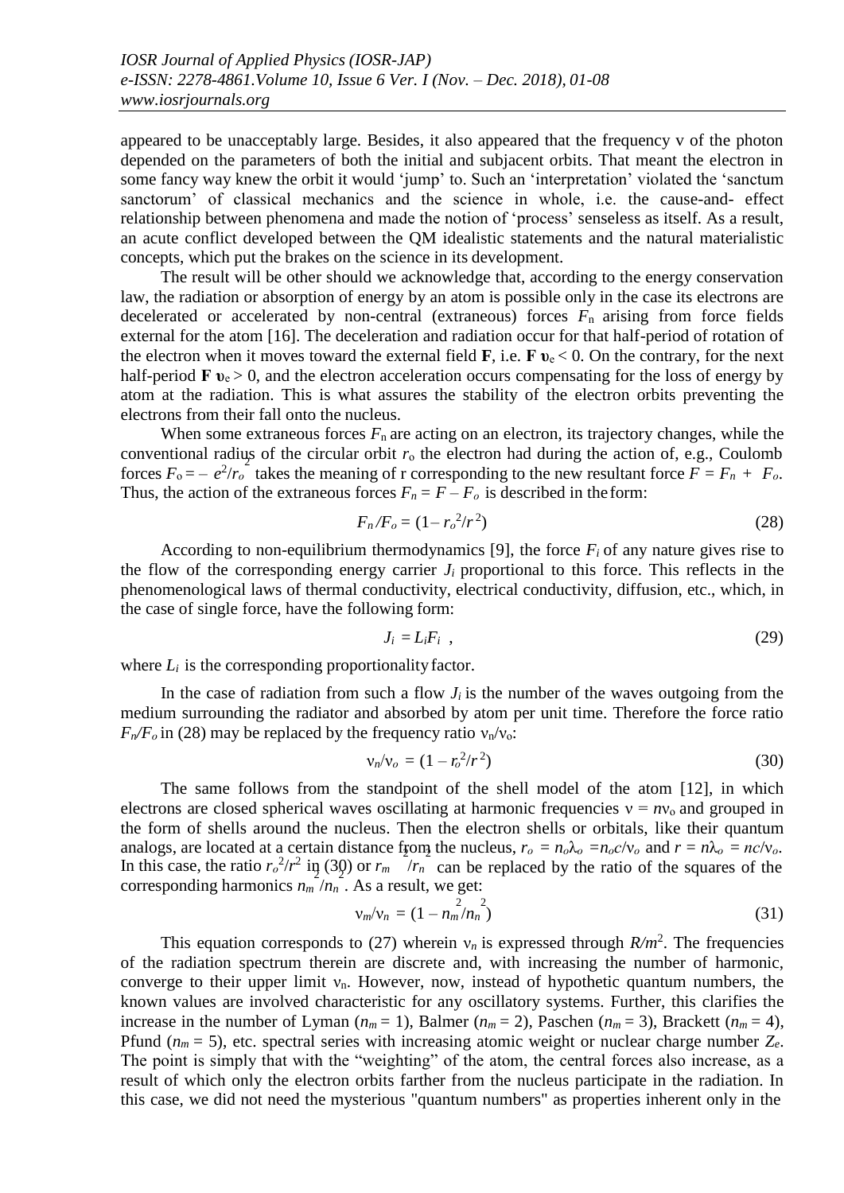appeared to be unacceptably large. Besides, it also appeared that the frequency v of the photon depended on the parameters of both the initial and subjacent orbits. That meant the electron in some fancy way knew the orbit it would 'jump' to. Such an 'interpretation' violated the 'sanctum sanctorum' of classical mechanics and the science in whole, i.e. the cause-and- effect relationship between phenomena and made the notion of 'process' senseless as itself. As a result, an acute conflict developed between the QM idealistic statements and the natural materialistic concepts, which put the brakes on the science in its development.

The result will be other should we acknowledge that, according to the energy conservation law, the radiation or absorption of energy by an atom is possible only in the case its electrons are decelerated or accelerated by non-central (extraneous) forces $F_n$ arising from force fields external for the atom [16]. The deceleration and radiation occur for that half-period of rotation of the electron when it moves toward the external field **F**, i.e. $\mathbf{F}\,\boldsymbol{\upsilon}_e < 0$. On the contrary, for the next half-period $\mathbf{F}\,\boldsymbol{\upsilon}_e > 0$, and the electron acceleration occurs compensating for the loss of energy by atom at the radiation. This is what assures the stability of the electron orbits preventing the electrons from their fall onto the nucleus.

When some extraneous forces $F_n$ are acting on an electron, its trajectory changes, while the conventional radius of the circular orbit $r_o$ the electron had during the action of, e.g., Coulomb forces $F_o = -\,e^2/r_o^2$ takes the meaning of r corresponding to the new resultant force $F = F_n + F_o$. Thus, the action of the extraneous forces $F_n = F - F_o$ is described in the form:

$$F_n/F_o = (1 - r_o^2/r^2) \tag{28}$$

According to non-equilibrium thermodynamics [9], the force $F_i$ of any nature gives rise to the flow of the corresponding energy carrier $J_i$ proportional to this force. This reflects in the phenomenological laws of thermal conductivity, electrical conductivity, diffusion, etc., which, in the case of single force, have the following form:

$$J_i = L_i F_i\ , \tag{29}$$

where $L_i$ is the corresponding proportionality factor.

In the case of radiation from such a flow $J_i$ is the number of the waves outgoing from the medium surrounding the radiator and absorbed by atom per unit time. Therefore the force ratio $F_n/F_o$ in (28) may be replaced by the frequency ratio $\nu_n/\nu_o$:

$$\nu_n/\nu_o = (1 - r_o^2/r^2) \tag{30}$$

The same follows from the standpoint of the shell model of the atom [12], in which electrons are closed spherical waves oscillating at harmonic frequencies $\nu = n\nu_o$ and grouped in the form of shells around the nucleus. Then the electron shells or orbitals, like their quantum analogs, are located at a certain distance from the nucleus, $r_o = n_o\lambda_o = n_o c/\nu_o$ and $r = n\lambda_o = nc/\nu_o$. In this case, the ratio $r_o^2/r^2$ in (30) or $r_m^2/r_n^2$ can be replaced by the ratio of the squares of the corresponding harmonics $n_m^2/n_n^2$. As a result, we get:

$$\nu_m/\nu_n = (1 - n_m^2/n_n^2) \tag{31}$$

This equation corresponds to (27) wherein $\nu_n$ is expressed through $R/m^2$. The frequencies of the radiation spectrum therein are discrete and, with increasing the number of harmonic, converge to their upper limit $\nu_n$. However, now, instead of hypothetic quantum numbers, the known values are involved characteristic for any oscillatory systems. Further, this clarifies the increase in the number of Lyman ($n_m = 1$), Balmer ($n_m = 2$), Paschen ($n_m = 3$), Brackett ($n_m = 4$), Pfund ($n_m = 5$), etc. spectral series with increasing atomic weight or nuclear charge number $Z_e$. The point is simply that with the "weighting" of the atom, the central forces also increase, as a result of which only the electron orbits farther from the nucleus participate in the radiation. In this case, we did not need the mysterious "quantum numbers" as properties inherent only in the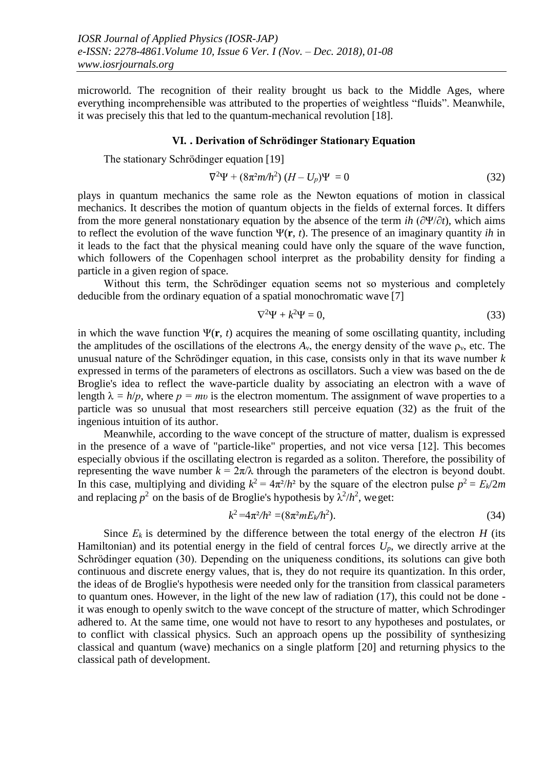microworld. The recognition of their reality brought us back to the Middle Ages, where everything incomprehensible was attributed to the properties of weightless "fluids". Meanwhile, it was precisely this that led to the quantum-mechanical revolution [18].

## VI. . Derivation of Schrödinger Stationary Equation

The stationary Schrödinger equation [19]

$$\nabla^2\Psi + (8\pi^2 m/h^2)\,(H - U_p)\Psi = 0 \tag{32}$$

plays in quantum mechanics the same role as the Newton equations of motion in classical mechanics. It describes the motion of quantum objects in the fields of external forces. It differs from the more general nonstationary equation by the absence of the term $ih\,(\partial\Psi/\partial t)$, which aims to reflect the evolution of the wave function $\Psi(\mathbf{r}, t)$. The presence of an imaginary quantity $ih$ in it leads to the fact that the physical meaning could have only the square of the wave function, which followers of the Copenhagen school interpret as the probability density for finding a particle in a given region of space.

Without this term, the Schrödinger equation seems not so mysterious and completely deducible from the ordinary equation of a spatial monochromatic wave [7]

$$\nabla^2\Psi + k^2\Psi = 0, \tag{33}$$

in which the wave function $\Psi(\mathbf{r}, t)$ acquires the meaning of some oscillating quantity, including the amplitudes of the oscillations of the electrons $A_v$, the energy density of the wave $\rho_v$, etc. The unusual nature of the Schrödinger equation, in this case, consists only in that its wave number $k$ expressed in terms of the parameters of electrons as oscillators. Such a view was based on the de Broglie's idea to reflect the wave-particle duality by associating an electron with a wave of length $\lambda = h/p$, where $p = m\upsilon$ is the electron momentum. The assignment of wave properties to a particle was so unusual that most researchers still perceive equation (32) as the fruit of the ingenious intuition of its author.

Meanwhile, according to the wave concept of the structure of matter, dualism is expressed in the presence of a wave of "particle-like" properties, and not vice versa [12]. This becomes especially obvious if the oscillating electron is regarded as a soliton. Therefore, the possibility of representing the wave number $k = 2\pi/\lambda$ through the parameters of the electron is beyond doubt. In this case, multiplying and dividing $k^2 = 4\pi^2/h^2$ by the square of the electron pulse $p^2 = E_k/2m$ and replacing $p^2$ on the basis of de Broglie's hypothesis by $\lambda^2/h^2$, we get:

$$k^2 = 4\pi^2/h^2 = (8\pi^2 m E_k/h^2). \tag{34}$$

Since $E_k$ is determined by the difference between the total energy of the electron $H$ (its Hamiltonian) and its potential energy in the field of central forces $U_p$, we directly arrive at the Schrödinger equation (30). Depending on the uniqueness conditions, its solutions can give both continuous and discrete energy values, that is, they do not require its quantization. In this order, the ideas of de Broglie's hypothesis were needed only for the transition from classical parameters to quantum ones. However, in the light of the new law of radiation (17), this could not be done - it was enough to openly switch to the wave concept of the structure of matter, which Schrodinger adhered to. At the same time, one would not have to resort to any hypotheses and postulates, or to conflict with classical physics. Such an approach opens up the possibility of synthesizing classical and quantum (wave) mechanics on a single platform [20] and returning physics to the classical path of development.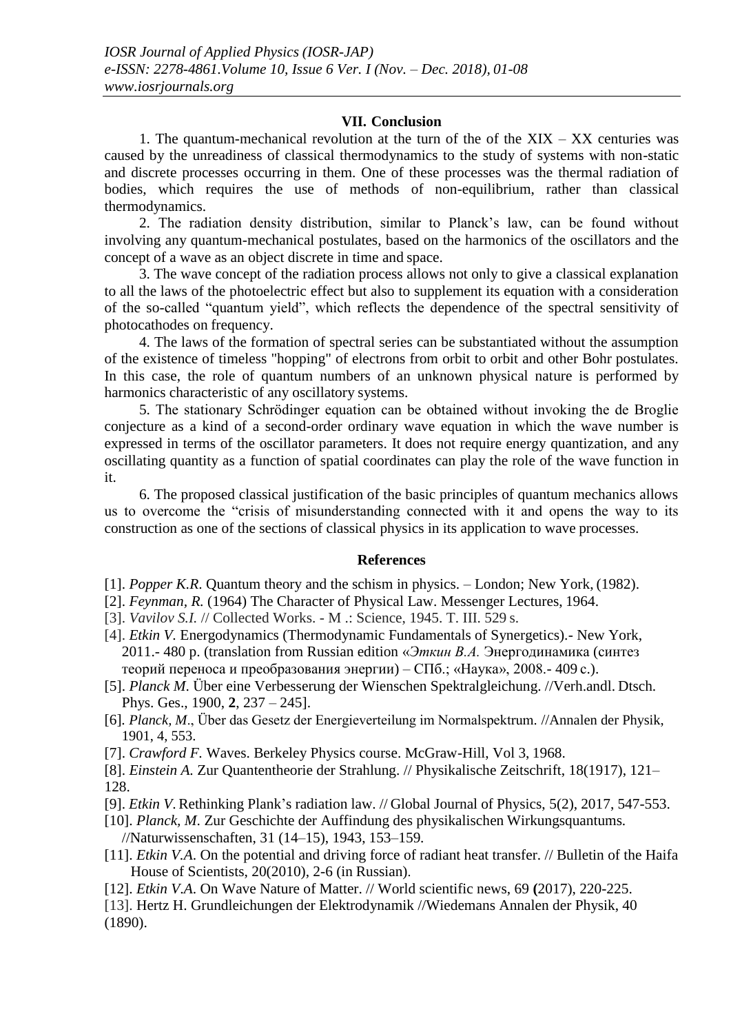## VII. Conclusion

1. The quantum-mechanical revolution at the turn of the of the XIX – XX centuries was caused by the unreadiness of classical thermodynamics to the study of systems with non-static and discrete processes occurring in them. One of these processes was the thermal radiation of bodies, which requires the use of methods of non-equilibrium, rather than classical thermodynamics.

2. The radiation density distribution, similar to Planck's law, can be found without involving any quantum-mechanical postulates, based on the harmonics of the oscillators and the concept of a wave as an object discrete in time and space.

3. The wave concept of the radiation process allows not only to give a classical explanation to all the laws of the photoelectric effect but also to supplement its equation with a consideration of the so-called "quantum yield", which reflects the dependence of the spectral sensitivity of photocathodes on frequency.

4. The laws of the formation of spectral series can be substantiated without the assumption of the existence of timeless "hopping" of electrons from orbit to orbit and other Bohr postulates. In this case, the role of quantum numbers of an unknown physical nature is performed by harmonics characteristic of any oscillatory systems.

5. The stationary Schrödinger equation can be obtained without invoking the de Broglie conjecture as a kind of a second-order ordinary wave equation in which the wave number is expressed in terms of the oscillator parameters. It does not require energy quantization, and any oscillating quantity as a function of spatial coordinates can play the role of the wave function in it.

6. The proposed classical justification of the basic principles of quantum mechanics allows us to overcome the "crisis of misunderstanding connected with it and opens the way to its construction as one of the sections of classical physics in its application to wave processes.

## References

[1]. *Popper K.R*. Quantum theory and the schism in physics. – London; New York, (1982).

[2]. *Feynman, R.* (1964) The Character of Physical Law. Messenger Lectures, 1964.

[3]. *Vavilov S.I.* // Collected Works. - M .: Science, 1945. T. III. 529 s.

[4]. *Etkin V*. Energodynamics (Thermodynamic Fundamentals of Synergetics).- New York, 2011.- 480 p. (translation from Russian edition «*Эткин В.А.* Энергодинамика (синтез теорий переноса и преобразования энергии) – СПб.; «Наука», 2008.- 409 с.).

[5]. *Planck M*. Über eine Verbesserung der Wienschen Spektralgleichung. //Verh.andl. Dtsch. Phys. Ges., 1900, **2**, 237 – 245].

[6]. *Planck, M*., Über das Gesetz der Energieverteilung im Normalspektrum. //Annalen der Physik, 1901, 4, 553.

[7]. *Crawford F.* Waves. Berkeley Physics course. McGraw-Hill, Vol 3, 1968.

[8]. *Einstein A.* Zur Quantentheorie der Strahlung. // Physikalische Zeitschrift, 18(1917), 121–128.

[9]. *Etkin V*. Rethinking Plank's radiation law. // Global Journal of Physics, 5(2), 2017, 547-553.

[10]. *Planck, M*. Zur Geschichte der Auffindung des physikalischen Wirkungsquantums. //Naturwissenschaften, 31 (14–15), 1943, 153–159.

[11]. *Etkin V.A*. On the potential and driving force of radiant heat transfer. // Bulletin of the Haifa House of Scientists, 20(2010), 2-6 (in Russian).

[12]. *Etkin V.A*. On Wave Nature of Matter. // World scientific news, 69 **(**2017), 220-225.

[13]. Hertz H. Grundleichungen der Elektrodynamik //Wiedemans Annalen der Physik, 40 (1890).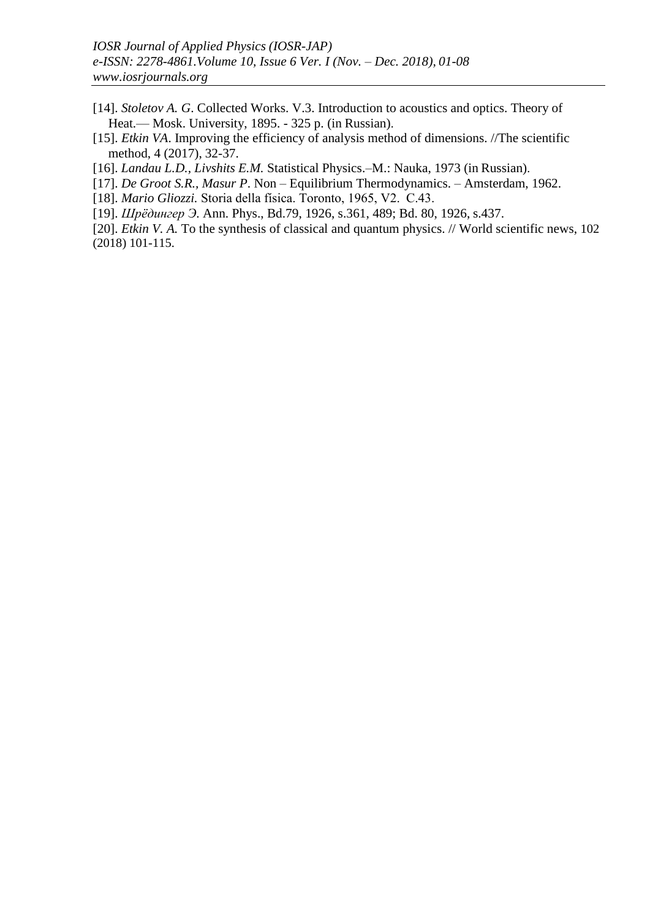[14]. *Stoletov A. G*. Collected Works. V.3. Introduction to acoustics and optics. Theory of Heat.— Mosk. University, 1895. - 325 p. (in Russian).

[15]. *Etkin VA*. Improving the efficiency of analysis method of dimensions. //The scientific method, 4 (2017), 32-37.

[16]. *Landau L.D., Livshits E.M.* Statistical Physics.–M.: Nauka, 1973 (in Russian).

[17]. *De Groot S.R., Masur P*. Non – Equilibrium Thermodynamics. – Amsterdam, 1962.

[18]. *Mario Gliozzi.* Storia della física. Toronto, 1965, V2. C.43.

[19]. *Шрёдингер Э.* Ann. Phys., Bd.79, 1926, s.361, 489; Bd. 80, 1926, s.437.

[20]. *Etkin V. A.* To the synthesis of classical and quantum physics. // World scientific news, 102 (2018) 101-115.